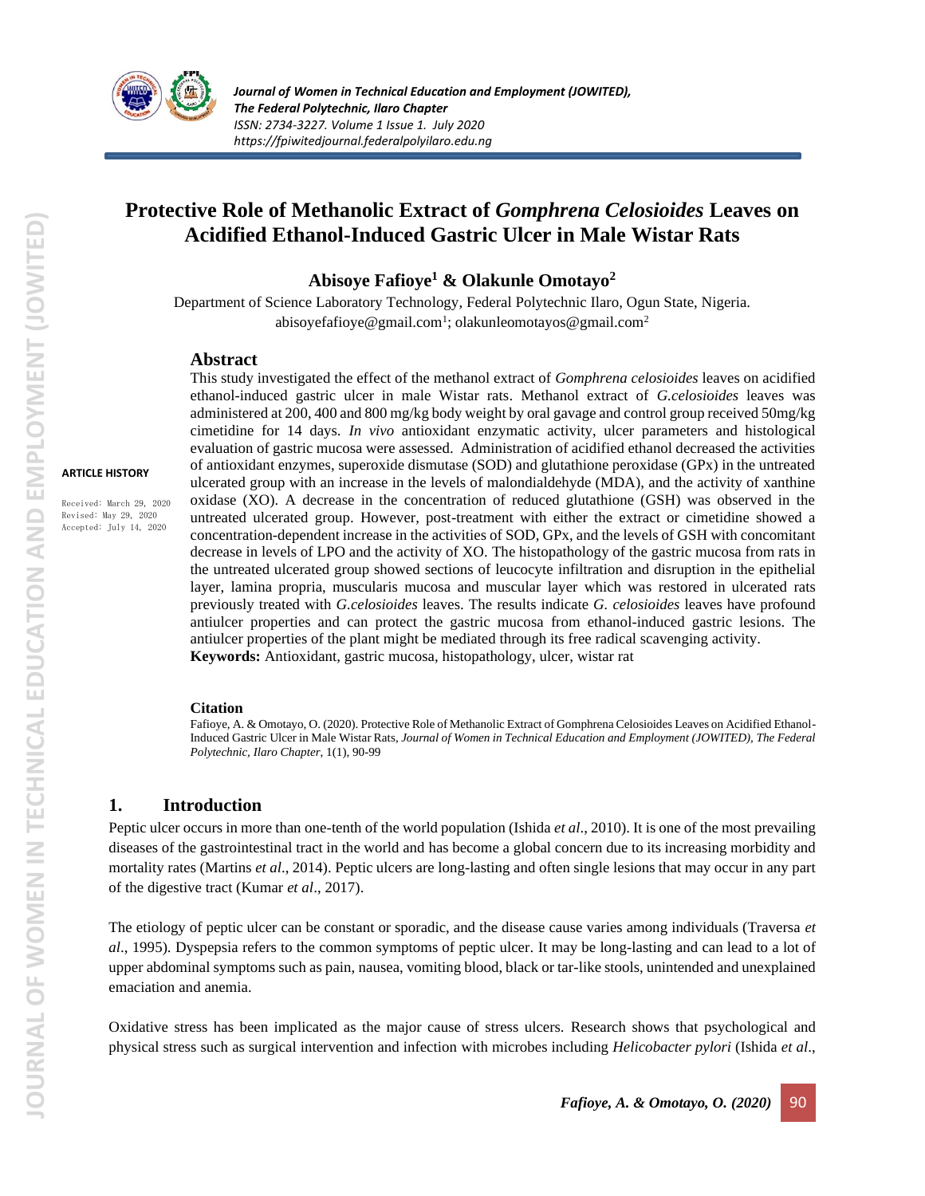# Protective Role of Methanolic Extract of *Gomphrena Celosioides* Leaves on Acidified Ethanol-Induced Gastric Ulcer in Male Wistar Rats

**Abisoye Fafioye[1] & Olakunle Omotayo[2]**

Department of Science Laboratory Technology, Federal Polytechnic Ilaro, Ogun State, Nigeria.
abisoyefafioye@gmail.com[1]; olakunleomotayos@gmail.com[2]

**ARTICLE HISTORY**

Received: March 29, 2020
Revised: May 29, 2020
Accepted: July 14, 2020

## Abstract

This study investigated the effect of the methanol extract of *Gomphrena celosioides* leaves on acidified ethanol-induced gastric ulcer in male Wistar rats. Methanol extract of *G.celosioides* leaves was administered at 200, 400 and 800 mg/kg body weight by oral gavage and control group received 50mg/kg cimetidine for 14 days. *In vivo* antioxidant enzymatic activity, ulcer parameters and histological evaluation of gastric mucosa were assessed. Administration of acidified ethanol decreased the activities of antioxidant enzymes, superoxide dismutase (SOD) and glutathione peroxidase (GPx) in the untreated ulcerated group with an increase in the levels of malondialdehyde (MDA), and the activity of xanthine oxidase (XO). A decrease in the concentration of reduced glutathione (GSH) was observed in the untreated ulcerated group. However, post-treatment with either the extract or cimetidine showed a concentration-dependent increase in the activities of SOD, GPx, and the levels of GSH with concomitant decrease in levels of LPO and the activity of XO. The histopathology of the gastric mucosa from rats in the untreated ulcerated group showed sections of leucocyte infiltration and disruption in the epithelial layer, lamina propria, muscularis mucosa and muscular layer which was restored in ulcerated rats previously treated with *G.celosioides* leaves. The results indicate *G. celosioides* leaves have profound antiulcer properties and can protect the gastric mucosa from ethanol-induced gastric lesions. The antiulcer properties of the plant might be mediated through its free radical scavenging activity.

**Keywords:** Antioxidant, gastric mucosa, histopathology, ulcer, wistar rat

**Citation**

Fafioye, A. & Omotayo, O. (2020). Protective Role of Methanolic Extract of Gomphrena Celosioides Leaves on Acidified Ethanol-Induced Gastric Ulcer in Male Wistar Rats, *Journal of Women in Technical Education and Employment (JOWITED), The Federal Polytechnic, Ilaro Chapter*, 1(1), 90-99

## 1. Introduction

Peptic ulcer occurs in more than one-tenth of the world population (Ishida *et al*., 2010). It is one of the most prevailing diseases of the gastrointestinal tract in the world and has become a global concern due to its increasing morbidity and mortality rates (Martins *et al*., 2014). Peptic ulcers are long-lasting and often single lesions that may occur in any part of the digestive tract (Kumar *et al*., 2017).

The etiology of peptic ulcer can be constant or sporadic, and the disease cause varies among individuals (Traversa *et al*., 1995). Dyspepsia refers to the common symptoms of peptic ulcer. It may be long-lasting and can lead to a lot of upper abdominal symptoms such as pain, nausea, vomiting blood, black or tar-like stools, unintended and unexplained emaciation and anemia.

Oxidative stress has been implicated as the major cause of stress ulcers. Research shows that psychological and physical stress such as surgical intervention and infection with microbes including *Helicobacter pylori* (Ishida *et al*.,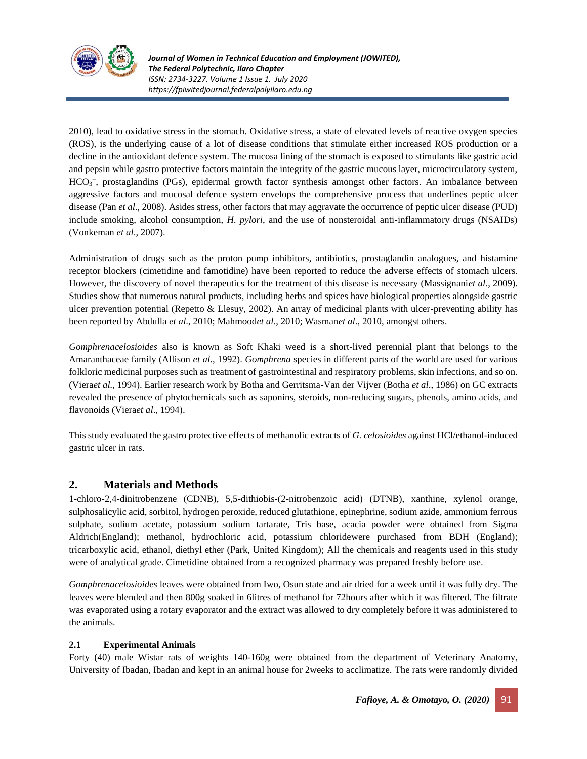2010), lead to oxidative stress in the stomach. Oxidative stress, a state of elevated levels of reactive oxygen species (ROS), is the underlying cause of a lot of disease conditions that stimulate either increased ROS production or a decline in the antioxidant defence system. The mucosa lining of the stomach is exposed to stimulants like gastric acid and pepsin while gastro protective factors maintain the integrity of the gastric mucous layer, microcirculatory system, $HCO_3^-$, prostaglandins (PGs), epidermal growth factor synthesis amongst other factors. An imbalance between aggressive factors and mucosal defence system envelops the comprehensive process that underlines peptic ulcer disease (Pan *et al*., 2008). Asides stress, other factors that may aggravate the occurrence of peptic ulcer disease (PUD) include smoking, alcohol consumption, *H. pylori*, and the use of nonsteroidal anti-inflammatory drugs (NSAIDs) (Vonkeman *et al*., 2007).

Administration of drugs such as the proton pump inhibitors, antibiotics, prostaglandin analogues, and histamine receptor blockers (cimetidine and famotidine) have been reported to reduce the adverse effects of stomach ulcers. However, the discovery of novel therapeutics for the treatment of this disease is necessary (Massignani*et al*., 2009). Studies show that numerous natural products, including herbs and spices have biological properties alongside gastric ulcer prevention potential (Repetto & Llesuy, 2002). An array of medicinal plants with ulcer-preventing ability has been reported by Abdulla *et al*., 2010; Mahmood*et al*., 2010; Wasman*et al*., 2010, amongst others.

*Gomphrenacelosioides* also is known as Soft Khaki weed is a short-lived perennial plant that belongs to the Amaranthaceae family (Allison *et al*., 1992). *Gomphrena* species in different parts of the world are used for various folkloric medicinal purposes such as treatment of gastrointestinal and respiratory problems, skin infections, and so on. (Viera*et al.,* 1994). Earlier research work by Botha and Gerritsma-Van der Vijver (Botha *et al*., 1986) on GC extracts revealed the presence of phytochemicals such as saponins, steroids, non-reducing sugars, phenols, amino acids, and flavonoids (Viera*et al*., 1994).

This study evaluated the gastro protective effects of methanolic extracts of *G. celosioides* against HCl/ethanol-induced gastric ulcer in rats.

## 2. Materials and Methods

1-chloro-2,4-dinitrobenzene (CDNB), 5,5-dithiobis-(2-nitrobenzoic acid) (DTNB), xanthine, xylenol orange, sulphosalicylic acid, sorbitol, hydrogen peroxide, reduced glutathione, epinephrine, sodium azide, ammonium ferrous sulphate, sodium acetate, potassium sodium tartarate, Tris base, acacia powder were obtained from Sigma Aldrich(England); methanol, hydrochloric acid, potassium chloridewere purchased from BDH (England); tricarboxylic acid, ethanol, diethyl ether (Park, United Kingdom); All the chemicals and reagents used in this study were of analytical grade. Cimetidine obtained from a recognized pharmacy was prepared freshly before use.

*Gomphrenacelosioides* leaves were obtained from Iwo, Osun state and air dried for a week until it was fully dry. The leaves were blended and then 800g soaked in 6litres of methanol for 72hours after which it was filtered. The filtrate was evaporated using a rotary evaporator and the extract was allowed to dry completely before it was administered to the animals.

### 2.1 Experimental Animals

Forty (40) male Wistar rats of weights 140-160g were obtained from the department of Veterinary Anatomy, University of Ibadan, Ibadan and kept in an animal house for 2weeks to acclimatize. The rats were randomly divided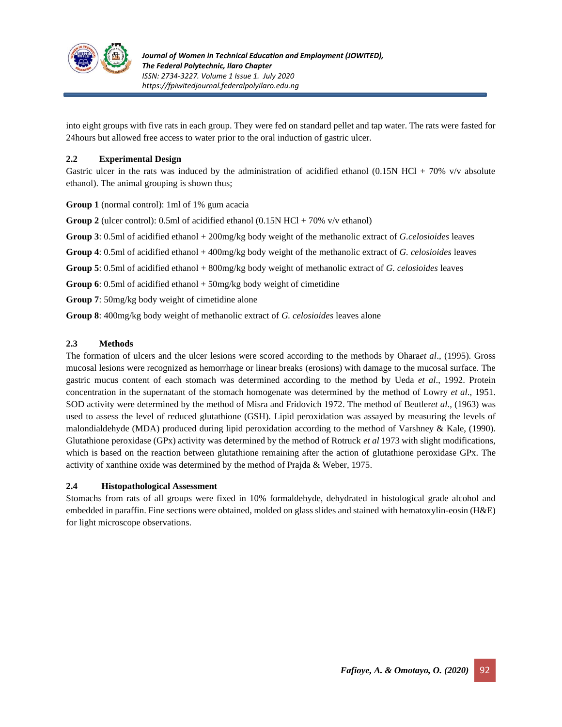into eight groups with five rats in each group. They were fed on standard pellet and tap water. The rats were fasted for 24hours but allowed free access to water prior to the oral induction of gastric ulcer.

### 2.2 Experimental Design

Gastric ulcer in the rats was induced by the administration of acidified ethanol (0.15N HCl + 70% v/v absolute ethanol). The animal grouping is shown thus;

**Group 1** (normal control): 1ml of 1% gum acacia

**Group 2** (ulcer control): 0.5ml of acidified ethanol (0.15N HCl + 70% v/v ethanol)

**Group 3**: 0.5ml of acidified ethanol + 200mg/kg body weight of the methanolic extract of *G.celosioides* leaves

**Group 4**: 0.5ml of acidified ethanol + 400mg/kg body weight of the methanolic extract of *G. celosioides* leaves

**Group 5**: 0.5ml of acidified ethanol + 800mg/kg body weight of methanolic extract of *G. celosioides* leaves

**Group 6**: 0.5ml of acidified ethanol + 50mg/kg body weight of cimetidine

**Group 7**: 50mg/kg body weight of cimetidine alone

**Group 8**: 400mg/kg body weight of methanolic extract of *G. celosioides* leaves alone

### 2.3 Methods

The formation of ulcers and the ulcer lesions were scored according to the methods by Ohara*et al*., (1995). Gross mucosal lesions were recognized as hemorrhage or linear breaks (erosions) with damage to the mucosal surface. The gastric mucus content of each stomach was determined according to the method by Ueda *et al*., 1992. Protein concentration in the supernatant of the stomach homogenate was determined by the method of Lowry *et al*., 1951. SOD activity were determined by the method of Misra and Fridovich 1972. The method of Beutler*et al*., (1963) was used to assess the level of reduced glutathione (GSH). Lipid peroxidation was assayed by measuring the levels of malondialdehyde (MDA) produced during lipid peroxidation according to the method of Varshney & Kale, (1990). Glutathione peroxidase (GPx) activity was determined by the method of Rotruck *et al* 1973 with slight modifications, which is based on the reaction between glutathione remaining after the action of glutathione peroxidase GPx. The activity of xanthine oxide was determined by the method of Prajda & Weber, 1975.

### 2.4 Histopathological Assessment

Stomachs from rats of all groups were fixed in 10% formaldehyde, dehydrated in histological grade alcohol and embedded in paraffin. Fine sections were obtained, molded on glass slides and stained with hematoxylin-eosin (H&E) for light microscope observations.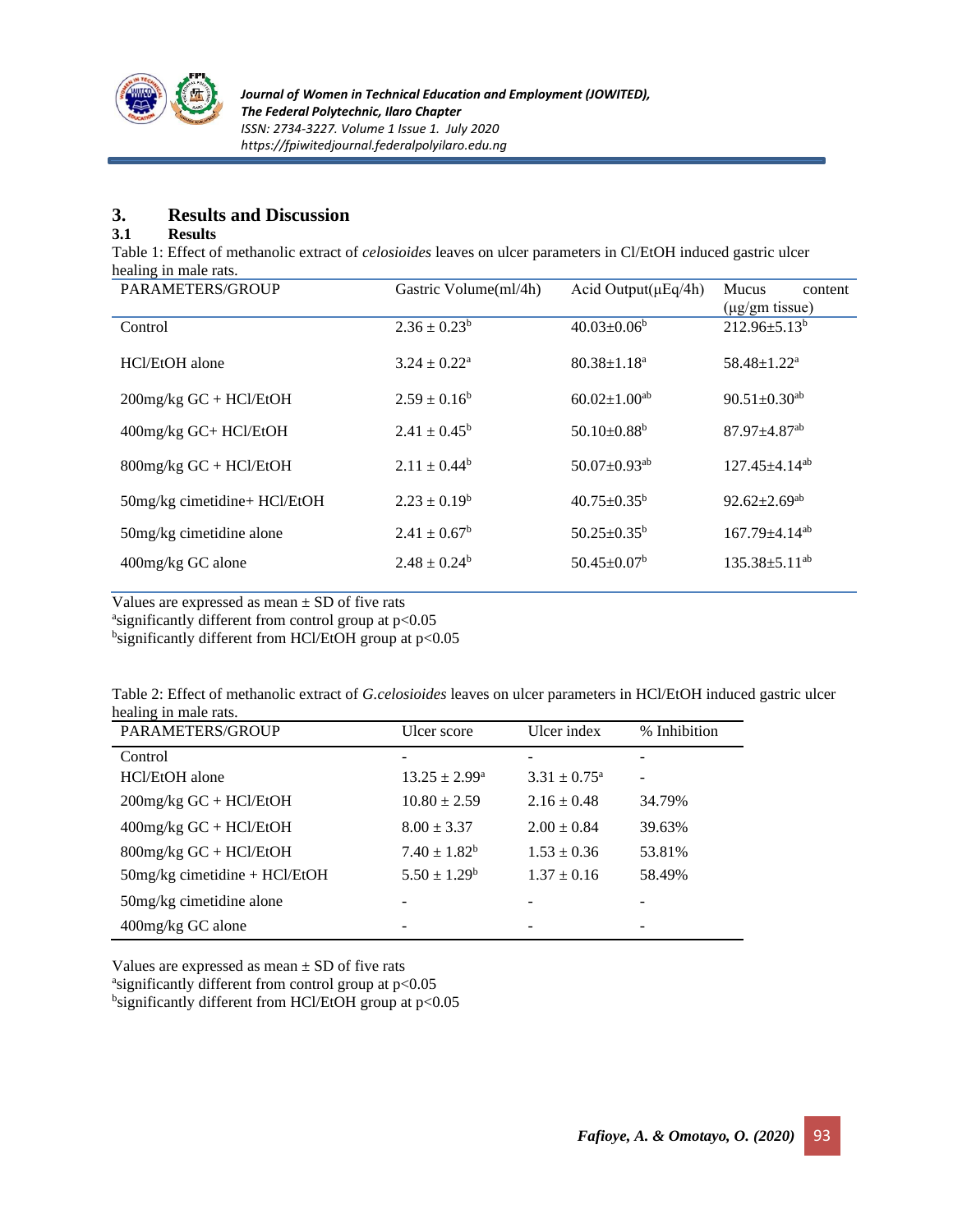## 3. Results and Discussion

### 3.1 Results

Table 1: Effect of methanolic extract of *celosioides* leaves on ulcer parameters in Cl/EtOH induced gastric ulcer healing in male rats.

| PARAMETERS/GROUP | Gastric Volume(ml/4h) | Acid Output(μEq/4h) | Mucus content (μg/gm tissue) |
|---|---|---|---|
| Control | 2.36 ± 0.23[b] | 40.03±0.06[b] | 212.96±5.13[b] |
| HCl/EtOH alone | 3.24 ± 0.22[a] | 80.38±1.18[a] | 58.48±1.22[a] |
| 200mg/kg GC + HCl/EtOH | 2.59 ± 0.16[b] | 60.02±1.00[ab] | 90.51±0.30[ab] |
| 400mg/kg GC+ HCl/EtOH | 2.41 ± 0.45[b] | 50.10±0.88[b] | 87.97±4.87[ab] |
| 800mg/kg GC + HCl/EtOH | 2.11 ± 0.44[b] | 50.07±0.93[ab] | 127.45±4.14[ab] |
| 50mg/kg cimetidine+ HCl/EtOH | 2.23 ± 0.19[b] | 40.75±0.35[b] | 92.62±2.69[ab] |
| 50mg/kg cimetidine alone | 2.41 ± 0.67[b] | 50.25±0.35[b] | 167.79±4.14[ab] |
| 400mg/kg GC alone | 2.48 ± 0.24[b] | 50.45±0.07[b] | 135.38±5.11[ab] |

Values are expressed as mean ± SD of five rats
[a]significantly different from control group at $p<0.05$
[b]significantly different from HCl/EtOH group at $p<0.05$

Table 2: Effect of methanolic extract of *G.celosioides* leaves on ulcer parameters in HCl/EtOH induced gastric ulcer healing in male rats.

| PARAMETERS/GROUP | Ulcer score | Ulcer index | % Inhibition |
|---|---|---|---|
| Control | - | - | - |
| HCl/EtOH alone | 13.25 ± 2.99[a] | 3.31 ± 0.75[a] | - |
| 200mg/kg GC + HCl/EtOH | 10.80 ± 2.59 | 2.16 ± 0.48 | 34.79% |
| 400mg/kg GC + HCl/EtOH | 8.00 ± 3.37 | 2.00 ± 0.84 | 39.63% |
| 800mg/kg GC + HCl/EtOH | 7.40 ± 1.82[b] | 1.53 ± 0.36 | 53.81% |
| 50mg/kg cimetidine + HCl/EtOH | 5.50 ± 1.29[b] | 1.37 ± 0.16 | 58.49% |
| 50mg/kg cimetidine alone | - | - | - |
| 400mg/kg GC alone | - | - | - |

Values are expressed as mean ± SD of five rats
[a]significantly different from control group at $p<0.05$
[b]significantly different from HCl/EtOH group at $p<0.05$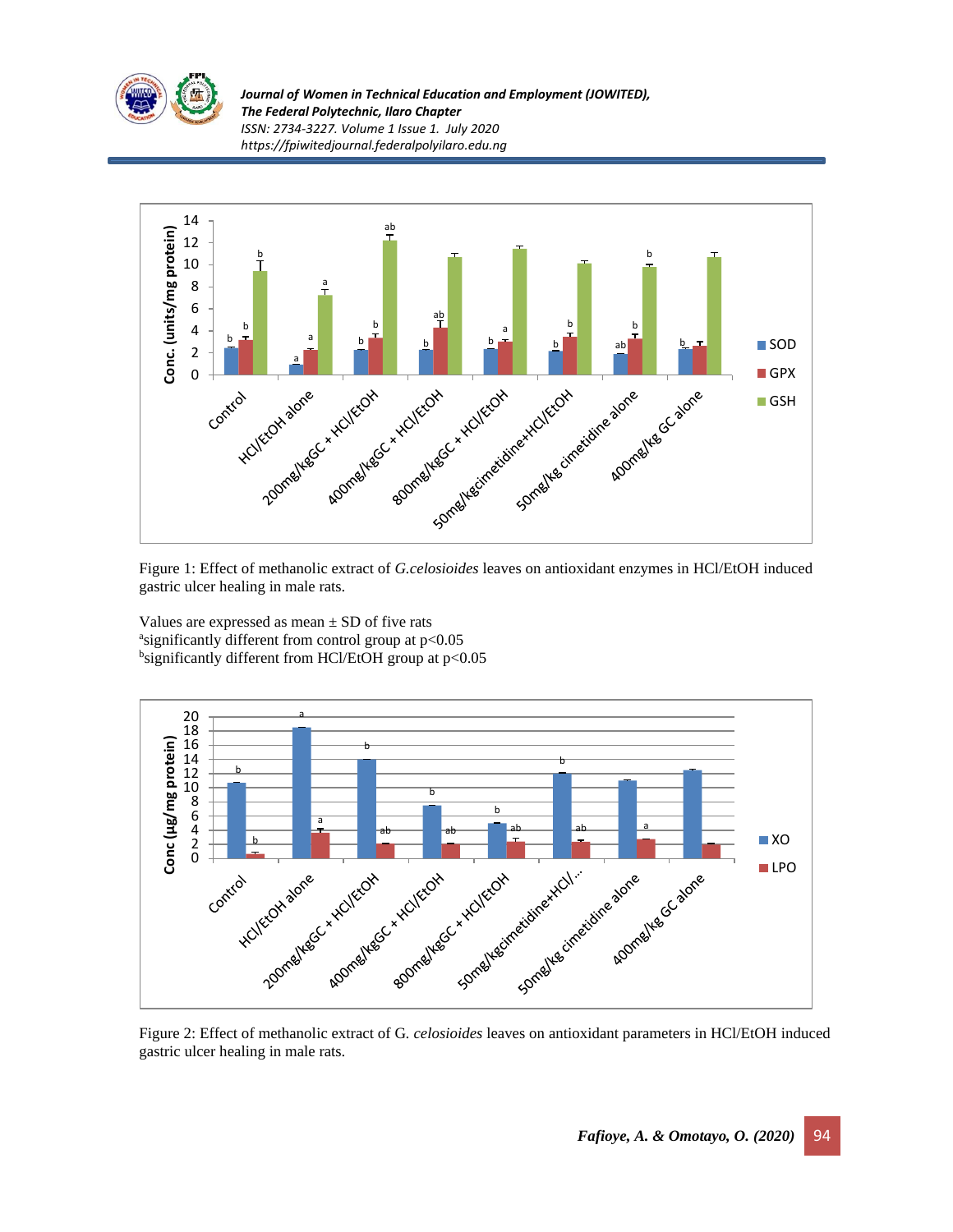Figure 1: Effect of methanolic extract of *G.celosioides* leaves on antioxidant enzymes in HCl/EtOH induced gastric ulcer healing in male rats.

Values are expressed as mean ± SD of five rats
[a]significantly different from control group at $p<0.05$
[b]significantly different from HCl/EtOH group at $p<0.05$

Figure 2: Effect of methanolic extract of G. *celosioides* leaves on antioxidant parameters in HCl/EtOH induced gastric ulcer healing in male rats.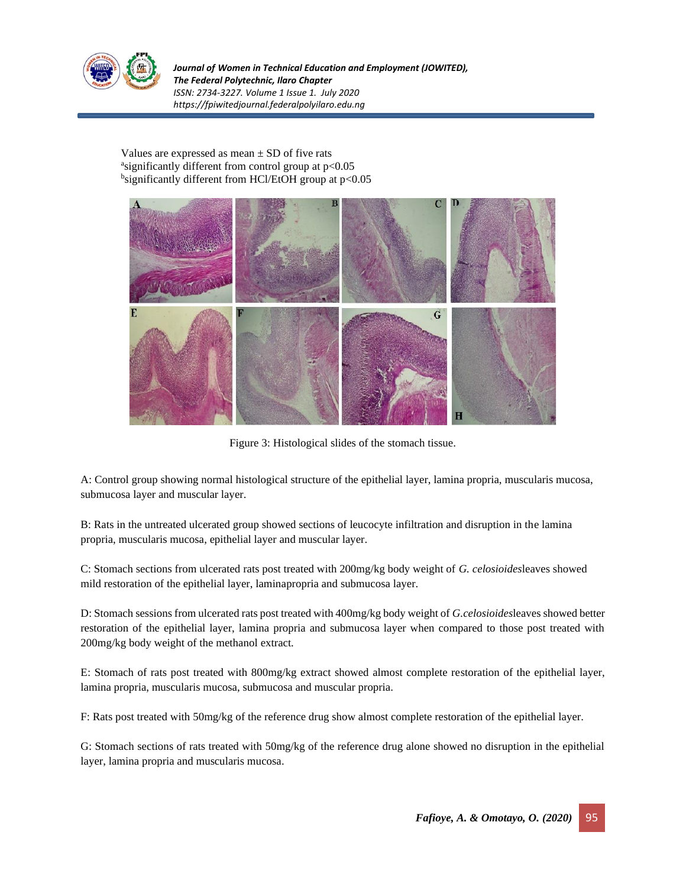Values are expressed as mean ± SD of five rats
[a]significantly different from control group at $p<0.05$
[b]significantly different from HCl/EtOH group at $p<0.05$

Figure 3: Histological slides of the stomach tissue.

A: Control group showing normal histological structure of the epithelial layer, lamina propria, muscularis mucosa, submucosa layer and muscular layer.

B: Rats in the untreated ulcerated group showed sections of leucocyte infiltration and disruption in the lamina propria, muscularis mucosa, epithelial layer and muscular layer.

C: Stomach sections from ulcerated rats post treated with 200mg/kg body weight of *G. celosioides*leaves showed mild restoration of the epithelial layer, laminapropria and submucosa layer.

D: Stomach sessions from ulcerated rats post treated with 400mg/kg body weight of *G.celosioides*leaves showed better restoration of the epithelial layer, lamina propria and submucosa layer when compared to those post treated with 200mg/kg body weight of the methanol extract.

E: Stomach of rats post treated with 800mg/kg extract showed almost complete restoration of the epithelial layer, lamina propria, muscularis mucosa, submucosa and muscular propria.

F: Rats post treated with 50mg/kg of the reference drug show almost complete restoration of the epithelial layer.

G: Stomach sections of rats treated with 50mg/kg of the reference drug alone showed no disruption in the epithelial layer, lamina propria and muscularis mucosa.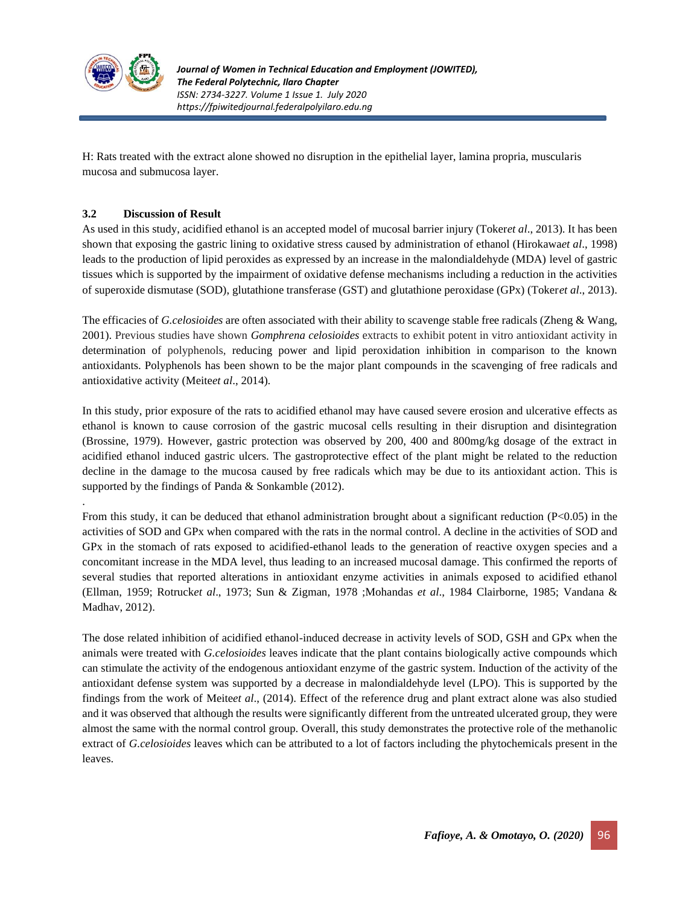H: Rats treated with the extract alone showed no disruption in the epithelial layer, lamina propria, muscularis mucosa and submucosa layer.

### 3.2 Discussion of Result

As used in this study, acidified ethanol is an accepted model of mucosal barrier injury (Toker*et al*., 2013). It has been shown that exposing the gastric lining to oxidative stress caused by administration of ethanol (Hirokawa*et al*., 1998) leads to the production of lipid peroxides as expressed by an increase in the malondaldehyde (MDA) level of gastric tissues which is supported by the impairment of oxidative defense mechanisms including a reduction in the activities of superoxide dismutase (SOD), glutathione transferase (GST) and glutathione peroxidase (GPx) (Toker*et al*., 2013).

The efficacies of *G.celosioides* are often associated with their ability to scavenge stable free radicals (Zheng & Wang, 2001). Previous studies have shown *Gomphrena celosioides* extracts to exhibit potent in vitro antioxidant activity in determination of polyphenols, reducing power and lipid peroxidation inhibition in comparison to the known antioxidants. Polyphenols has been shown to be the major plant compounds in the scavenging of free radicals and antioxidative activity (Meite*et al*., 2014).

In this study, prior exposure of the rats to acidified ethanol may have caused severe erosion and ulcerative effects as ethanol is known to cause corrosion of the gastric mucosal cells resulting in their disruption and disintegration (Brossine, 1979). However, gastric protection was observed by 200, 400 and 800mg/kg dosage of the extract in acidified ethanol induced gastric ulcers. The gastroprotective effect of the plant might be related to the reduction decline in the damage to the mucosa caused by free radicals which may be due to its antioxidant action. This is supported by the findings of Panda & Sonkamble (2012).

.

From this study, it can be deduced that ethanol administration brought about a significant reduction ($P<0.05$) in the activities of SOD and GPx when compared with the rats in the normal control. A decline in the activities of SOD and GPx in the stomach of rats exposed to acidified-ethanol leads to the generation of reactive oxygen species and a concomitant increase in the MDA level, thus leading to an increased mucosal damage. This confirmed the reports of several studies that reported alterations in antioxidant enzyme activities in animals exposed to acidified ethanol (Ellman, 1959; Rotruck*et al*., 1973; Sun & Zigman, 1978 ;Mohandas *et al*., 1984 Clairborne, 1985; Vandana & Madhav, 2012).

The dose related inhibition of acidified ethanol-induced decrease in activity levels of SOD, GSH and GPx when the animals were treated with *G.celosioides* leaves indicate that the plant contains biologically active compounds which can stimulate the activity of the endogenous antioxidant enzyme of the gastric system. Induction of the activity of the antioxidant defense system was supported by a decrease in malondialdehyde level (LPO). This is supported by the findings from the work of Meite*et al*., (2014). Effect of the reference drug and plant extract alone was also studied and it was observed that although the results were significantly different from the untreated ulcerated group, they were almost the same with the normal control group. Overall, this study demonstrates the protective role of the methanolic extract of *G.celosioides* leaves which can be attributed to a lot of factors including the phytochemicals present in the leaves.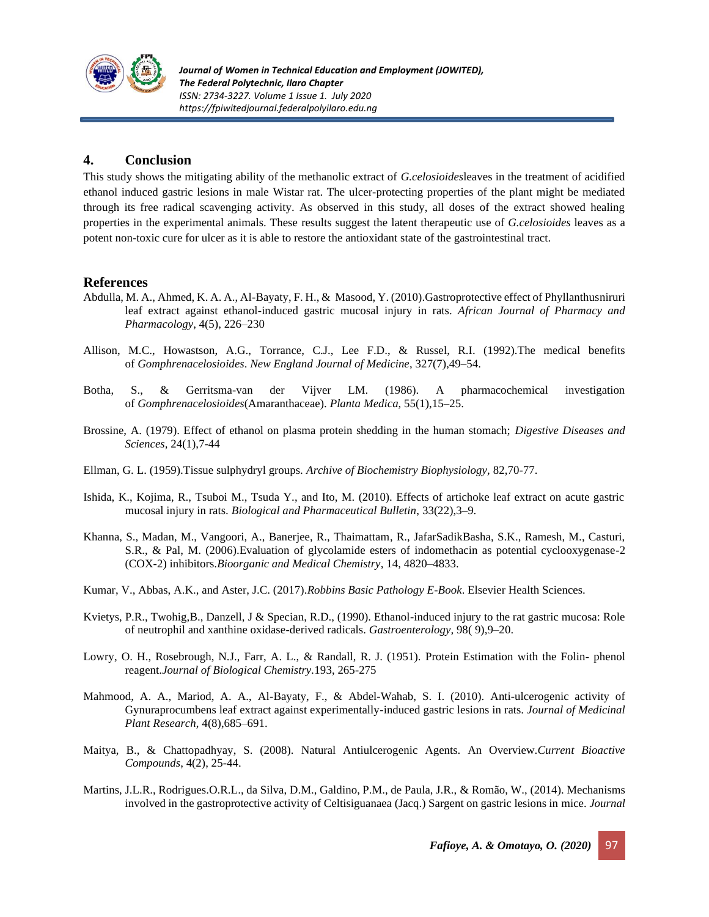## 4. Conclusion

This study shows the mitigating ability of the methanolic extract of *G.celosioides*leaves in the treatment of acidified ethanol induced gastric lesions in male Wistar rat. The ulcer-protecting properties of the plant might be mediated through its free radical scavenging activity. As observed in this study, all doses of the extract showed healing properties in the experimental animals. These results suggest the latent therapeutic use of *G.celosioides* leaves as a potent non-toxic cure for ulcer as it is able to restore the antioxidant state of the gastrointestinal tract.

## References

Abdulla, M. A., Ahmed, K. A. A., Al-Bayaty, F. H., & Masood, Y. (2010).Gastroprotective effect of Phyllanthusniruri leaf extract against ethanol-induced gastric mucosal injury in rats. *African Journal of Pharmacy and Pharmacology*, 4(5), 226–230

Allison, M.C., Howastson, A.G., Torrance, C.J., Lee F.D., & Russel, R.I. (1992).The medical benefits of *Gomphrenacelosioides*. *New England Journal of Medicine*, 327(7),49–54.

Botha, S., & Gerritsma-van der Vijver LM. (1986). A pharmacochemical investigation of *Gomphrenacelosioides*(Amaranthaceae). *Planta Medica*, 55(1),15–25.

Brossine, A. (1979). Effect of ethanol on plasma protein shedding in the human stomach; *Digestive Diseases and Sciences*, 24(1),7-44

Ellman, G. L. (1959).Tissue sulphydryl groups. *Archive of Biochemistry Biophysiology*, 82,70-77.

Ishida, K., Kojima, R., Tsuboi M., Tsuda Y., and Ito, M. (2010). Effects of artichoke leaf extract on acute gastric mucosal injury in rats. *Biological and Pharmaceutical Bulletin*, 33(22),3–9.

Khanna, S., Madan, M., Vangoori, A., Banerjee, R., Thaimattam, R., JafarSadikBasha, S.K., Ramesh, M., Casturi, S.R., & Pal, M. (2006).Evaluation of glycolamide esters of indomethacin as potential cyclooxygenase-2 (COX-2) inhibitors.*Bioorganic and Medical Chemistry*, 14, 4820–4833.

Kumar, V., Abbas, A.K., and Aster, J.C. (2017).*Robbins Basic Pathology E-Book*. Elsevier Health Sciences.

Kvietys, P.R., Twohig,B., Danzell, J & Specian, R.D., (1990). Ethanol-induced injury to the rat gastric mucosa: Role of neutrophil and xanthine oxidase-derived radicals. *Gastroenterology*, 98( 9),9–20.

Lowry, O. H., Rosebrough, N.J., Farr, A. L., & Randall, R. J. (1951). Protein Estimation with the Folin- phenol reagent.*Journal of Biological Chemistry*.193, 265-275

Mahmood, A. A., Mariod, A. A., Al-Bayaty, F., & Abdel-Wahab, S. I. (2010). Anti-ulcerogenic activity of Gynuraprocumbens leaf extract against experimentally-induced gastric lesions in rats. *Journal of Medicinal Plant Research*, 4(8),685–691.

Maitya, B., & Chattopadhyay, S. (2008). Natural Antiulcerogenic Agents. An Overview.*Current Bioactive Compounds*, 4(2), 25-44.

Martins, J.L.R., Rodrigues.O.R.L., da Silva, D.M., Galdino, P.M., de Paula, J.R., & Romão, W., (2014). Mechanisms involved in the gastroprotective activity of Celtisiguanaea (Jacq.) Sargent on gastric lesions in mice. *Journal*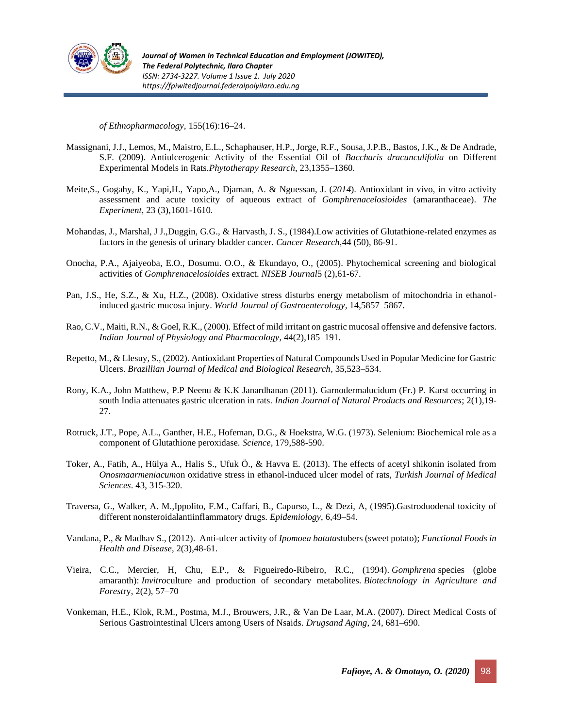*of Ethnopharmacology,* 155(16):16–24.

Massignani, J.J., Lemos, M., Maistro, E.L., Schaphauser, H.P., Jorge, R.F., Sousa, J.P.B., Bastos, J.K., & De Andrade, S.F. (2009). Antiulcerogenic Activity of the Essential Oil of *Baccharis dracunculifolia* on Different Experimental Models in Rats.*Phytotherapy Research,* 23,1355–1360.

Meite,S., Gogahy, K., Yapi,H., Yapo,A., Djaman, A. & Nguessan, J. (*2014*). Antioxidant in vivo, in vitro activity assessment and acute toxicity of aqueous extract of *Gomphrenacelosioides* (amaranthaceae). *The Experiment,* 23 (3),1601-1610.

Mohandas, J., Marshal, J J.,Duggin, G.G., & Harvasth, J. S., (1984).Low activities of Glutathione-related enzymes as factors in the genesis of urinary bladder cancer. *Cancer Research,*44 (50), 86-91.

Onocha, P.A., Ajaiyeoba, E.O., Dosumu. O.O., & Ekundayo, O., (2005). Phytochemical screening and biological activities of *Gomphrenacelosioides* extract. *NISEB Journal*5 (2),61-67.

Pan, J.S., He, S.Z., & Xu, H.Z., (2008). Oxidative stress disturbs energy metabolism of mitochondria in ethanol-induced gastric mucosa injury. *World Journal of Gastroenterology*, 14,5857–5867.

Rao, C.V., Maiti, R.N., & Goel, R.K., (2000). Effect of mild irritant on gastric mucosal offensive and defensive factors. *Indian Journal of Physiology and Pharmacology*, 44(2),185–191.

Repetto, M., & Llesuy, S., (2002). Antioxidant Properties of Natural Compounds Used in Popular Medicine for Gastric Ulcers. *Brazillian Journal of Medical and Biological Research,* 35,523–534.

Rony, K.A., John Matthew, P.P Neenu & K.K Janardhanan (2011). Garnodermalucidum (Fr.) P. Karst occurring in south India attenuates gastric ulceration in rats. *Indian Journal of Natural Products and Resources*; 2(1),19-27.

Rotruck, J.T., Pope, A.L., Ganther, H.E., Hofeman, D.G., & Hoekstra, W.G. (1973). Selenium: Biochemical role as a component of Glutathione peroxidase. *Science,* 179,588-590.

Toker, A., Fatih, A., Hülya A., Halis S., Ufuk Ö., & Havva E. (2013). The effects of acetyl shikonin isolated from *Onosmaarmeniacum*on oxidative stress in ethanol-induced ulcer model of rats, *Turkish Journal of Medical Sciences*. 43, 315-320.

Traversa, G., Walker, A. M.,Ippolito, F.M., Caffari, B., Capurso, L., & Dezi, A, (1995).Gastroduodenal toxicity of different nonsteroidalantiinflammatory drugs. *Epidemiology*, 6,49–54.

Vandana, P., & Madhav S., (2012). Anti-ulcer activity of *Ipomoea batatas*tubers (sweet potato); *Functional Foods in Health and Disease*, 2(3),48-61.

Vieira, C.C., Mercier, H, Chu, E.P., & Figueiredo-Ribeiro, R.C., (1994). *Gomphrena* species (globe amaranth): *Invitro*culture and production of secondary metabolites. *Biotechnology in Agriculture and Forest*ry, 2(2), 57–70

Vonkeman, H.E., Klok, R.M., Postma, M.J., Brouwers, J.R., & Van De Laar, M.A. (2007). Direct Medical Costs of Serious Gastrointestinal Ulcers among Users of Nsaids. *Drugsand Aging*, 24, 681–690.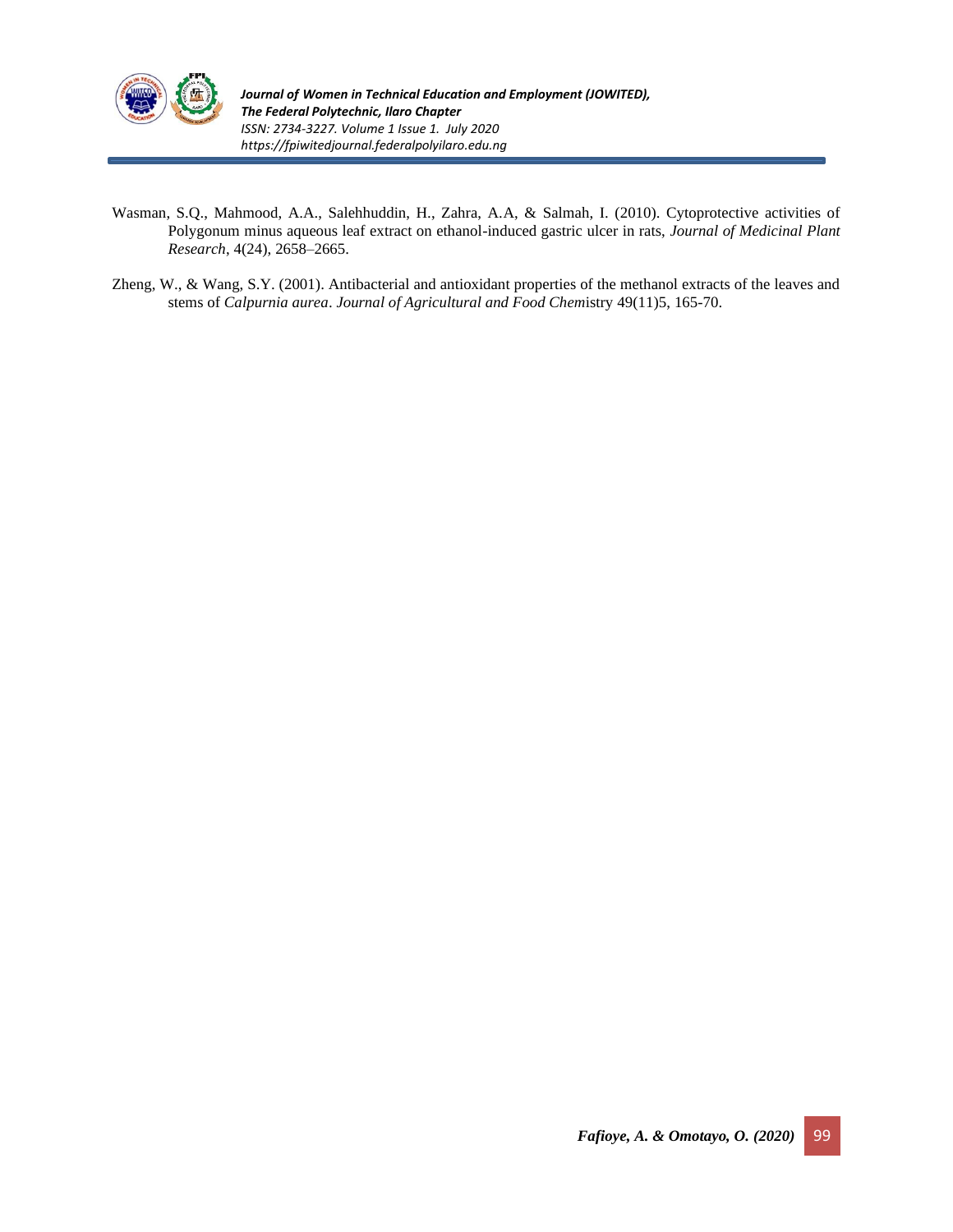Wasman, S.Q., Mahmood, A.A., Salehhuddin, H., Zahra, A.A, & Salmah, I. (2010). Cytoprotective activities of Polygonum minus aqueous leaf extract on ethanol-induced gastric ulcer in rats, *Journal of Medicinal Plant Research*, 4(24), 2658–2665.

Zheng, W., & Wang, S.Y. (2001). Antibacterial and antioxidant properties of the methanol extracts of the leaves and stems of *Calpurnia aurea*. *Journal of Agricultural and Food Chem*istry 49(11)5, 165-70.